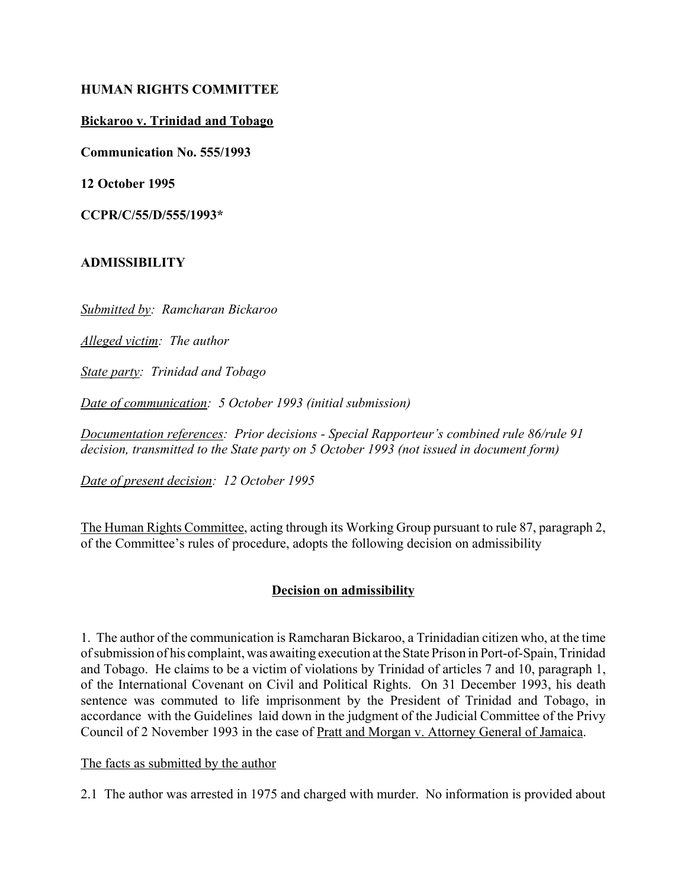**HUMAN RIGHTS COMMITTEE**

**Bickaroo v. Trinidad and Tobago**

**Communication No. 555/1993**

**12 October 1995**

**CCPR/C/55/D/555/1993***

**ADMISSIBILITY**

*Submitted by: Ramcharan Bickaroo*

*Alleged victim: The author*

*State party: Trinidad and Tobago*

*Date of communication: 5 October 1993 (initial submission)*

*Documentation references: Prior decisions - Special Rapporteur's combined rule 86/rule 91 decision, transmitted to the State party on 5 October 1993 (not issued in document form)*

*Date of present decision: 12 October 1995*

The Human Rights Committee, acting through its Working Group pursuant to rule 87, paragraph 2, of the Committee's rules of procedure, adopts the following decision on admissibility

## Decision on admissibility

1. The author of the communication is Ramcharan Bickaroo, a Trinidadian citizen who, at the time of submission of his complaint, was awaiting execution at the State Prison in Port-of-Spain, Trinidad and Tobago. He claims to be a victim of violations by Trinidad of articles 7 and 10, paragraph 1, of the International Covenant on Civil and Political Rights. On 31 December 1993, his death sentence was commuted to life imprisonment by the President of Trinidad and Tobago, in accordance with the Guidelines laid down in the judgment of the Judicial Committee of the Privy Council of 2 November 1993 in the case of Pratt and Morgan v. Attorney General of Jamaica.

The facts as submitted by the author

2.1 The author was arrested in 1975 and charged with murder. No information is provided about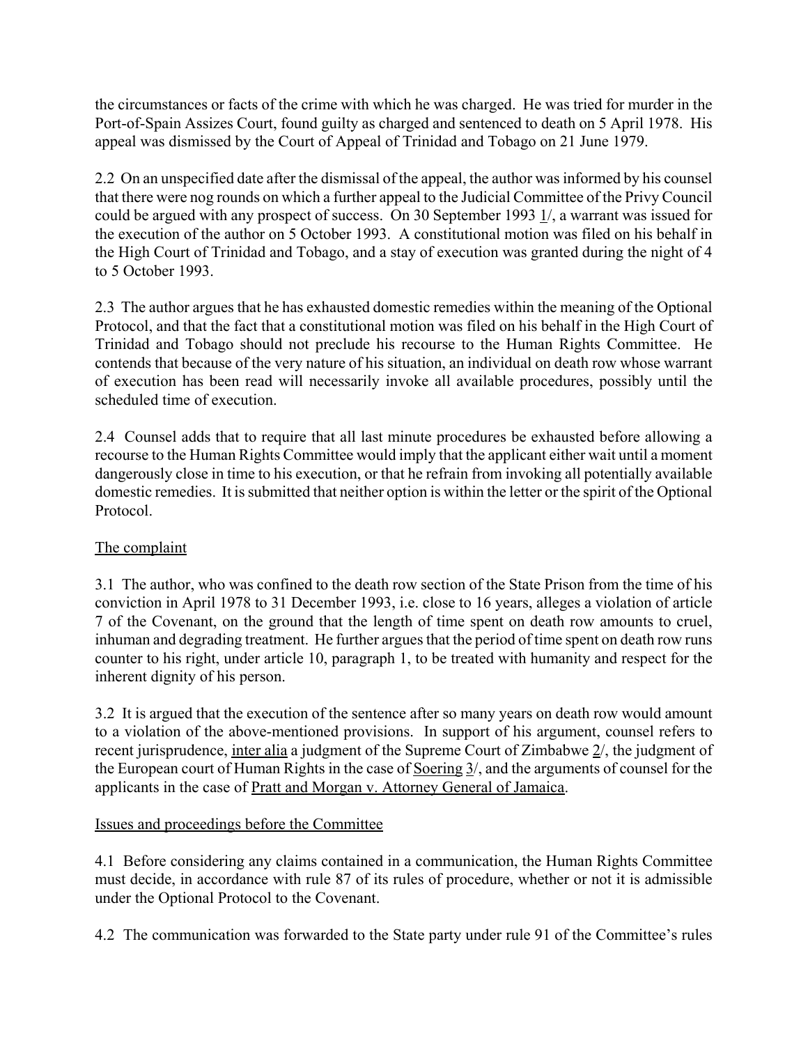the circumstances or facts of the crime with which he was charged. He was tried for murder in the Port-of-Spain Assizes Court, found guilty as charged and sentenced to death on 5 April 1978. His appeal was dismissed by the Court of Appeal of Trinidad and Tobago on 21 June 1979.

2.2 On an unspecified date after the dismissal of the appeal, the author was informed by his counsel that there were nog rounds on which a further appeal to the Judicial Committee of the Privy Council could be argued with any prospect of success. On 30 September 1993 1/, a warrant was issued for the execution of the author on 5 October 1993. A constitutional motion was filed on his behalf in the High Court of Trinidad and Tobago, and a stay of execution was granted during the night of 4 to 5 October 1993.

2.3 The author argues that he has exhausted domestic remedies within the meaning of the Optional Protocol, and that the fact that a constitutional motion was filed on his behalf in the High Court of Trinidad and Tobago should not preclude his recourse to the Human Rights Committee. He contends that because of the very nature of his situation, an individual on death row whose warrant of execution has been read will necessarily invoke all available procedures, possibly until the scheduled time of execution.

2.4 Counsel adds that to require that all last minute procedures be exhausted before allowing a recourse to the Human Rights Committee would imply that the applicant either wait until a moment dangerously close in time to his execution, or that he refrain from invoking all potentially available domestic remedies. It is submitted that neither option is within the letter or the spirit of the Optional Protocol.

## The complaint

3.1 The author, who was confined to the death row section of the State Prison from the time of his conviction in April 1978 to 31 December 1993, i.e. close to 16 years, alleges a violation of article 7 of the Covenant, on the ground that the length of time spent on death row amounts to cruel, inhuman and degrading treatment. He further argues that the period of time spent on death row runs counter to his right, under article 10, paragraph 1, to be treated with humanity and respect for the inherent dignity of his person.

3.2 It is argued that the execution of the sentence after so many years on death row would amount to a violation of the above-mentioned provisions. In support of his argument, counsel refers to recent jurisprudence, inter alia a judgment of the Supreme Court of Zimbabwe 2/, the judgment of the European court of Human Rights in the case of Soering 3/, and the arguments of counsel for the applicants in the case of Pratt and Morgan v. Attorney General of Jamaica.

## Issues and proceedings before the Committee

4.1 Before considering any claims contained in a communication, the Human Rights Committee must decide, in accordance with rule 87 of its rules of procedure, whether or not it is admissible under the Optional Protocol to the Covenant.

4.2 The communication was forwarded to the State party under rule 91 of the Committee's rules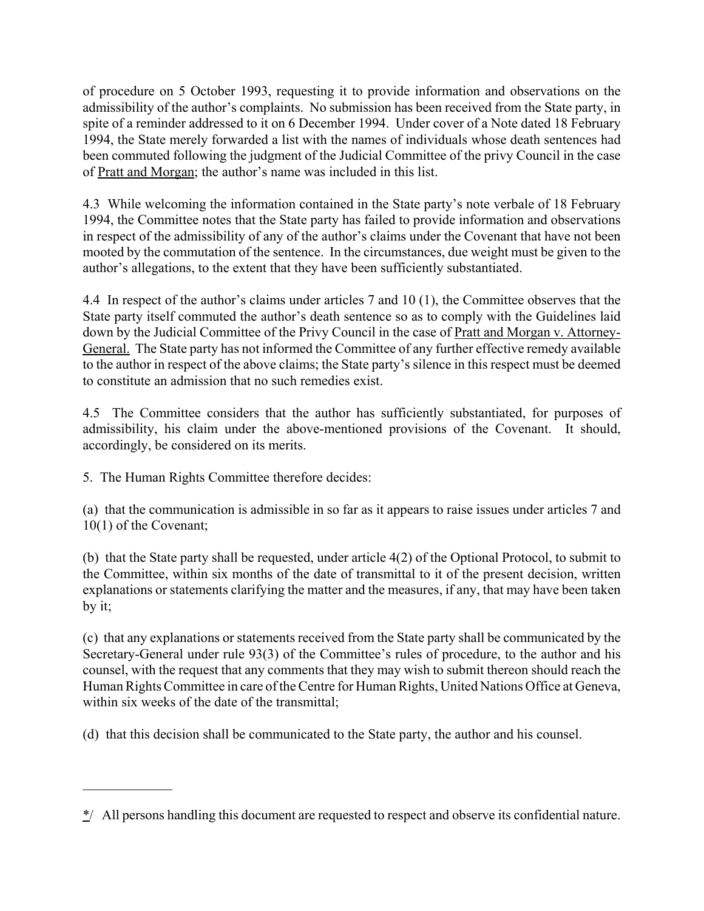of procedure on 5 October 1993, requesting it to provide information and observations on the admissibility of the author's complaints. No submission has been received from the State party, in spite of a reminder addressed to it on 6 December 1994. Under cover of a Note dated 18 February 1994, the State merely forwarded a list with the names of individuals whose death sentences had been commuted following the judgment of the Judicial Committee of the privy Council in the case of Pratt and Morgan; the author's name was included in this list.

4.3 While welcoming the information contained in the State party's note verbale of 18 February 1994, the Committee notes that the State party has failed to provide information and observations in respect of the admissibility of any of the author's claims under the Covenant that have not been mooted by the commutation of the sentence. In the circumstances, due weight must be given to the author's allegations, to the extent that they have been sufficiently substantiated.

4.4 In respect of the author's claims under articles 7 and 10 (1), the Committee observes that the State party itself commuted the author's death sentence so as to comply with the Guidelines laid down by the Judicial Committee of the Privy Council in the case of Pratt and Morgan v. Attorney-General. The State party has not informed the Committee of any further effective remedy available to the author in respect of the above claims; the State party's silence in this respect must be deemed to constitute an admission that no such remedies exist.

4.5 The Committee considers that the author has sufficiently substantiated, for purposes of admissibility, his claim under the above-mentioned provisions of the Covenant. It should, accordingly, be considered on its merits.

5. The Human Rights Committee therefore decides:

(a) that the communication is admissible in so far as it appears to raise issues under articles 7 and 10(1) of the Covenant;

(b) that the State party shall be requested, under article 4(2) of the Optional Protocol, to submit to the Committee, within six months of the date of transmittal to it of the present decision, written explanations or statements clarifying the matter and the measures, if any, that may have been taken by it;

(c) that any explanations or statements received from the State party shall be communicated by the Secretary-General under rule 93(3) of the Committee's rules of procedure, to the author and his counsel, with the request that any comments that they may wish to submit thereon should reach the Human Rights Committee in care of the Centre for Human Rights, United Nations Office at Geneva, within six weeks of the date of the transmittal;

(d) that this decision shall be communicated to the State party, the author and his counsel.

---

*/ All persons handling this document are requested to respect and observe its confidential nature.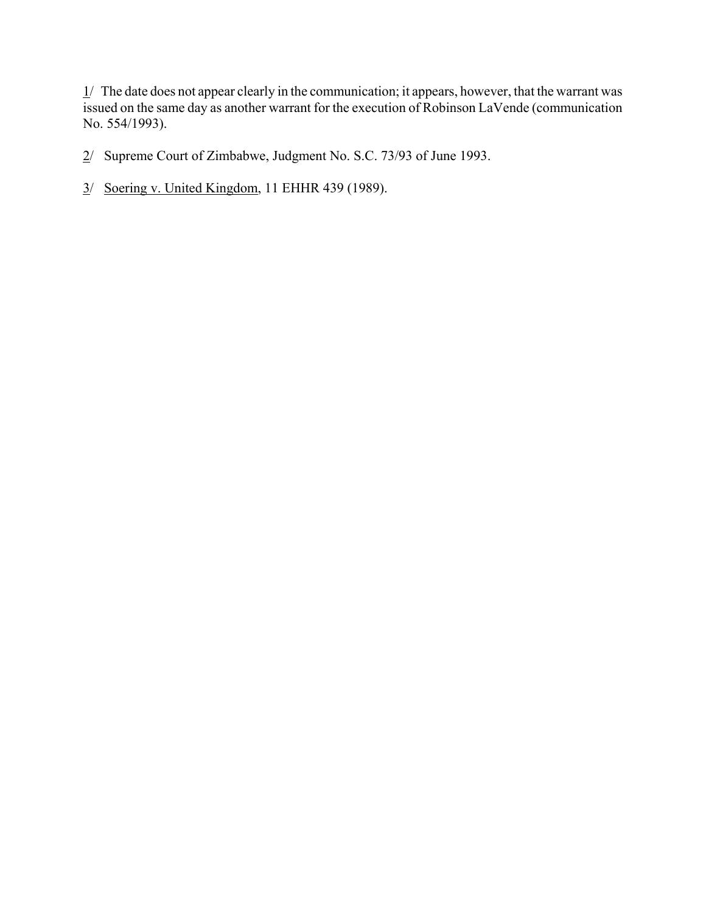1/ The date does not appear clearly in the communication; it appears, however, that the warrant was issued on the same day as another warrant for the execution of Robinson LaVende (communication No. 554/1993).

2/ Supreme Court of Zimbabwe, Judgment No. S.C. 73/93 of June 1993.

3/ Soering v. United Kingdom, 11 EHHR 439 (1989).